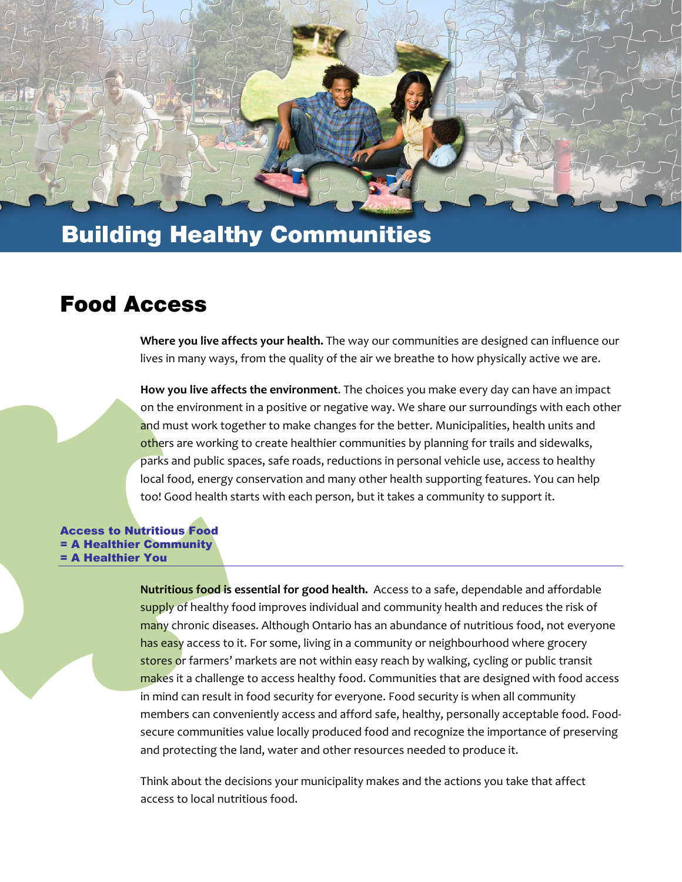# Building Healthy Communities

## Food Access

**Where you live affects your health.** The way our communities are designed can influence our lives in many ways, from the quality of the air we breathe to how physically active we are.

**How you live affects the environment**. The choices you make every day can have an impact on the environment in a positive or negative way. We share our surroundings with each other and must work together to make changes for the better. Municipalities, health units and others are working to create healthier communities by planning for trails and sidewalks, parks and public spaces, safe roads, reductions in personal vehicle use, access to healthy local food, energy conservation and many other health supporting features. You can help too! Good health starts with each person, but it takes a community to support it.

### Access to Nutritious Food = A Healthier Community = A Healthier You

**Nutritious food is essential for good health.** Access to a safe, dependable and affordable supply of healthy food improves individual and community health and reduces the risk of many chronic diseases. Although Ontario has an abundance of nutritious food, not everyone has easy access to it. For some, living in a community or neighbourhood where grocery stores or farmers' markets are not within easy reach by walking, cycling or public transit makes it a challenge to access healthy food. Communities that are designed with food access in mind can result in food security for everyone. Food security is when all community members can conveniently access and afford safe, healthy, personally acceptable food. Food-secure communities value locally produced food and recognize the importance of preserving and protecting the land, water and other resources needed to produce it.

Think about the decisions your municipality makes and the actions you take that affect access to local nutritious food.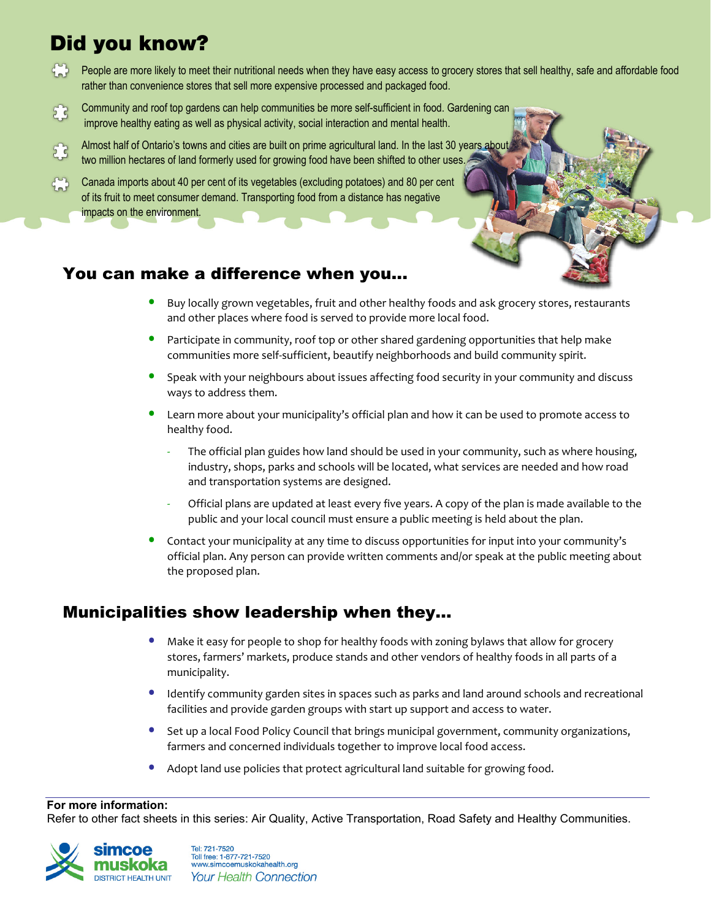# Did you know?

- People are more likely to meet their nutritional needs when they have easy access to grocery stores that sell healthy, safe and affordable food rather than convenience stores that sell more expensive processed and packaged food.
- Community and roof top gardens can help communities be more self-sufficient in food. Gardening can improve healthy eating as well as physical activity, social interaction and mental health.
- Almost half of Ontario's towns and cities are built on prime agricultural land. In the last 30 years about two million hectares of land formerly used for growing food have been shifted to other uses.
- Canada imports about 40 per cent of its vegetables (excluding potatoes) and 80 per cent of its fruit to meet consumer demand. Transporting food from a distance has negative impacts on the environment.

## You can make a difference when you...

- Buy locally grown vegetables, fruit and other healthy foods and ask grocery stores, restaurants and other places where food is served to provide more local food.
- Participate in community, roof top or other shared gardening opportunities that help make communities more self-sufficient, beautify neighborhoods and build community spirit.
- Speak with your neighbours about issues affecting food security in your community and discuss ways to address them.
- Learn more about your municipality's official plan and how it can be used to promote access to healthy food.
  - The official plan guides how land should be used in your community, such as where housing, industry, shops, parks and schools will be located, what services are needed and how road and transportation systems are designed.
  - Official plans are updated at least every five years. A copy of the plan is made available to the public and your local council must ensure a public meeting is held about the plan.
- Contact your municipality at any time to discuss opportunities for input into your community's official plan. Any person can provide written comments and/or speak at the public meeting about the proposed plan.

## Municipalities show leadership when they...

- Make it easy for people to shop for healthy foods with zoning bylaws that allow for grocery stores, farmers' markets, produce stands and other vendors of healthy foods in all parts of a municipality.
- Identify community garden sites in spaces such as parks and land around schools and recreational facilities and provide garden groups with start up support and access to water.
- Set up a local Food Policy Council that brings municipal government, community organizations, farmers and concerned individuals together to improve local food access.
- Adopt land use policies that protect agricultural land suitable for growing food.

**For more information:**
Refer to other fact sheets in this series: Air Quality, Active Transportation, Road Safety and Healthy Communities.

simcoe muskoka DISTRICT HEALTH UNIT

Tel: 721-7520
Toll free: 1-877-721-7520
www.simcoemuskokahealth.org
*Your Health Connection*